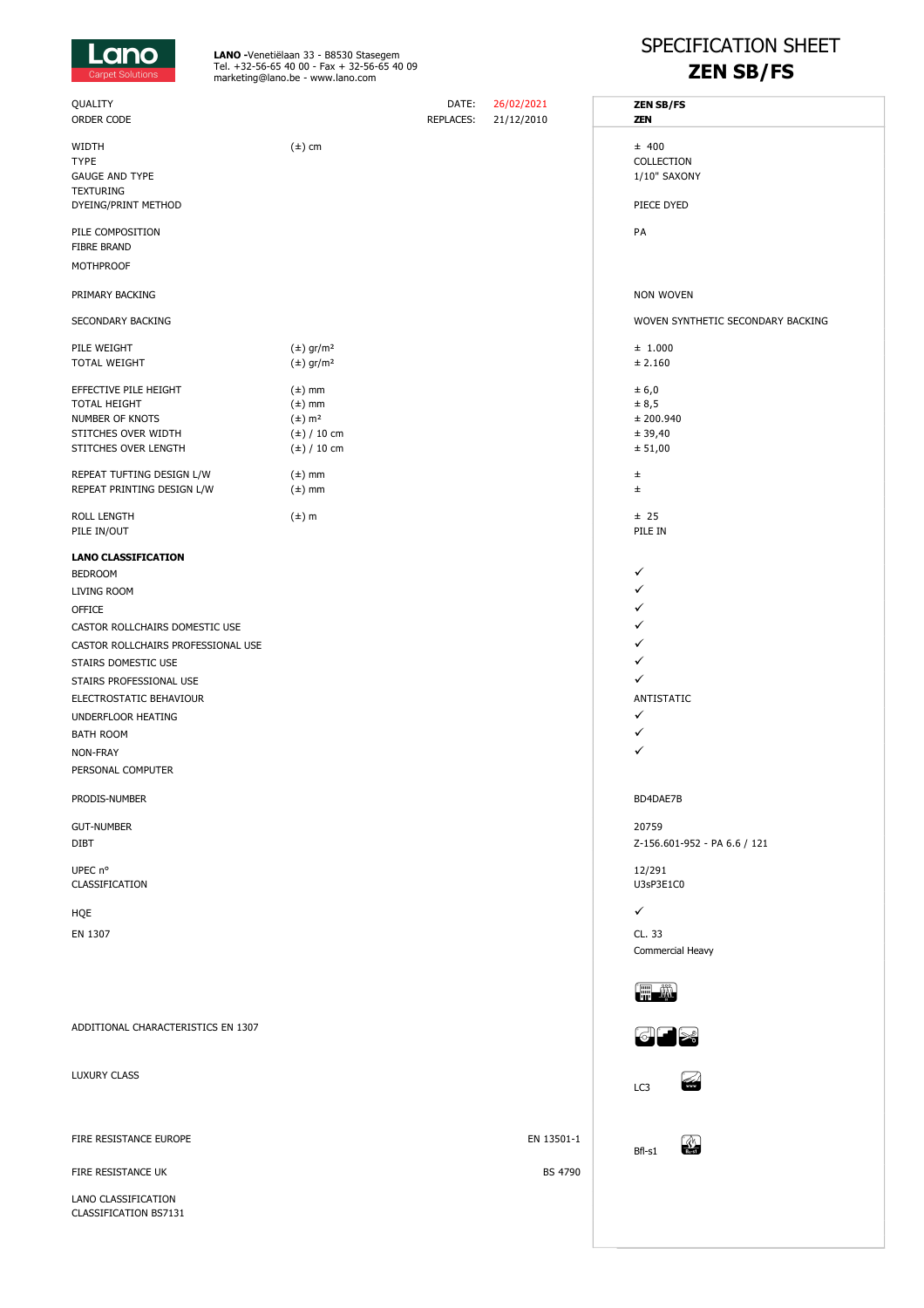**Lano** Carpet Solutions

**LANO** -Venetiëlaan 33 - B8530 Stasegem
Tel. +32-56-65 40 00 - Fax + 32-56-65 40 09
marketing@lano.be - www.lano.com

# SPECIFICATION SHEET
# ZEN SB/FS

| | | | |
|---|---|---|---|
| QUALITY | | DATE: 26/02/2021 | **ZEN SB/FS** |
| ORDER CODE | | REPLACES: 21/12/2010 | **ZEN** |
| WIDTH | (±) cm | | ± 400 |
| TYPE | | | COLLECTION |
| GAUGE AND TYPE | | | 1/10" SAXONY |
| TEXTURING | | | |
| DYEING/PRINT METHOD | | | PIECE DYED |
| PILE COMPOSITION | | | PA |
| FIBRE BRAND | | | |
| MOTHPROOF | | | |
| PRIMARY BACKING | | | NON WOVEN |
| SECONDARY BACKING | | | WOVEN SYNTHETIC SECONDARY BACKING |
| PILE WEIGHT | (±) gr/m² | | ± 1.000 |
| TOTAL WEIGHT | (±) gr/m² | | ± 2.160 |
| EFFECTIVE PILE HEIGHT | (±) mm | | ± 6,0 |
| TOTAL HEIGHT | (±) mm | | ± 8,5 |
| NUMBER OF KNOTS | (±) m² | | ± 200.940 |
| STITCHES OVER WIDTH | (±) / 10 cm | | ± 39,40 |
| STITCHES OVER LENGTH | (±) / 10 cm | | ± 51,00 |
| REPEAT TUFTING DESIGN L/W | (±) mm | | ± |
| REPEAT PRINTING DESIGN L/W | (±) mm | | ± |
| ROLL LENGTH | (±) m | | ± 25 |
| PILE IN/OUT | | | PILE IN |
| **LANO CLASSIFICATION** | | | |
| BEDROOM | | | ✓ |
| LIVING ROOM | | | ✓ |
| OFFICE | | | ✓ |
| CASTOR ROLLCHAIRS DOMESTIC USE | | | ✓ |
| CASTOR ROLLCHAIRS PROFESSIONAL USE | | | ✓ |
| STAIRS DOMESTIC USE | | | ✓ |
| STAIRS PROFESSIONAL USE | | | ✓ |
| ELECTROSTATIC BEHAVIOUR | | | ANTISTATIC |
| UNDERFLOOR HEATING | | | ✓ |
| BATH ROOM | | | ✓ |
| NON-FRAY | | | ✓ |
| PERSONAL COMPUTER | | | |
| PRODIS-NUMBER | | | BD4DAE7B |
| GUT-NUMBER | | | 20759 |
| DIBT | | | Z-156.601-952 - PA 6.6 / 121 |
| UPEC n° | | | 12/291 |
| CLASSIFICATION | | | U3sP3E1C0 |
| HQE | | | ✓ |
| EN 1307 | | | CL. 33 Commercial Heavy |
| ADDITIONAL CHARACTERISTICS EN 1307 | | | |
| LUXURY CLASS | | | LC3 |
| FIRE RESISTANCE EUROPE | | EN 13501-1 | Bfl-s1 |
| FIRE RESISTANCE UK | | BS 4790 | |
| LANO CLASSIFICATION | | | |
| CLASSIFICATION BS7131 | | | |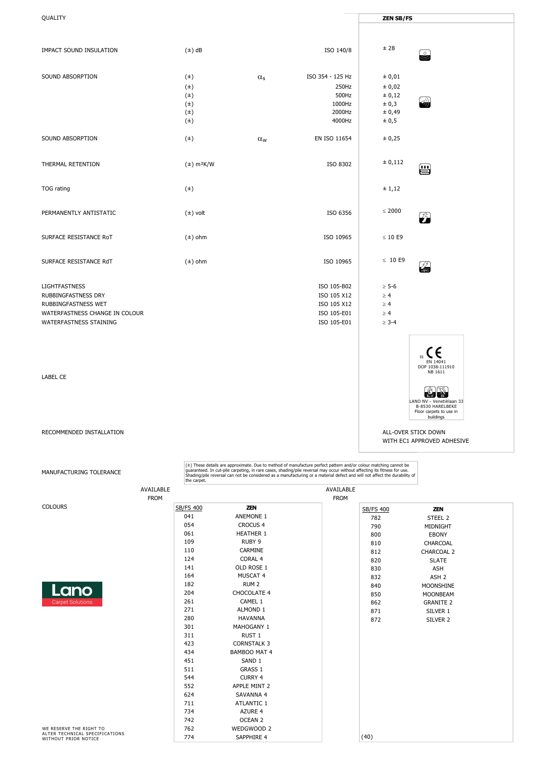| QUALITY | | | | ZEN SB/FS |
|---|---|---|---|---|
| IMPACT SOUND INSULATION | (±) dB | | ISO 140/8 | ± 28 |
| SOUND ABSORPTION | (±) | $\alpha_s$ | ISO 354 - 125 Hz | ± 0,01 |
| | (±) | | 250Hz | ± 0,02 |
| | (±) | | 500Hz | ± 0,12 |
| | (±) | | 1000Hz | ± 0,3 |
| | (±) | | 2000Hz | ± 0,49 |
| | (±) | | 4000Hz | ± 0,5 |
| SOUND ABSORPTION | (±) | $\alpha_w$ | EN ISO 11654 | ± 0,25 |
| THERMAL RETENTION | (±) m²K/W | | ISO 8302 | ± 0,112 |
| TOG rating | (±) | | | ± 1,12 |
| PERMANENTLY ANTISTATIC | (±) volt | | ISO 6356 | ≤ 2000 |
| SURFACE RESISTANCE RoT | (±) ohm | | ISO 10965 | ≤ 10 E9 |
| SURFACE RESISTANCE RdT | (±) ohm | | ISO 10965 | ≤ 10 E9 |
| LIGHTFASTNESS | | | ISO 105-B02 | ≥ 5-6 |
| RUBBINGFASTNESS DRY | | | ISO 105 X12 | ≥ 4 |
| RUBBINGFASTNESS WET | | | ISO 105 X12 | ≥ 4 |
| WATERFASTNESS CHANGE IN COLOUR | | | ISO 105-E01 | ≥ 4 |
| WATERFASTNESS STAINING | | | ISO 105-E01 | ≥ 3-4 |
| LABEL CE | | | | 01 CE EN 14041 DOP 1038-111910 NB 1611 LANO NV - Venetiëlaan 33 B-8530 HARELBEKE Floor carpets to use in buildings |
| RECOMMENDED INSTALLATION | | | | ALL-OVER STICK DOWN WITH EC1 APPROVED ADHESIVE |

MANUFACTURING TOLERANCE

(±) These details are approximate. Due to method of manufacture perfect pattern and/or colour matching cannot be guaranteed. In cut-pile carpeting, in rare cases, shading/pile reversal may occur without affecting its fitness for use. Shading/pile reversal can not be considered as a manufacturing or a material defect and will not affect the durability of the carpet.

COLOURS

AVAILABLE FROM

| SB/FS 400 | ZEN |
|---|---|
| 041 | ANEMONE 1 |
| 054 | CROCUS 4 |
| 061 | HEATHER 1 |
| 109 | RUBY 9 |
| 110 | CARMINE |
| 124 | CORAL 4 |
| 141 | OLD ROSE 1 |
| 164 | MUSCAT 4 |
| 182 | RUM 2 |
| 204 | CHOCOLATE 4 |
| 261 | CAMEL 1 |
| 271 | ALMOND 1 |
| 280 | HAVANNA |
| 301 | MAHOGANY 1 |
| 311 | RUST 1 |
| 423 | CORNSTALK 3 |
| 434 | BAMBOO MAT 4 |
| 451 | SAND 1 |
| 511 | GRASS 1 |
| 544 | CURRY 4 |
| 552 | APPLE MINT 2 |
| 624 | SAVANNA 4 |
| 711 | ATLANTIC 1 |
| 734 | AZURE 4 |
| 742 | OCEAN 2 |
| 762 | WEDGWOOD 2 |
| 774 | SAPPHIRE 4 |

AVAILABLE FROM

| SB/FS 400 | ZEN |
|---|---|
| 782 | STEEL 2 |
| 790 | MIDNIGHT |
| 800 | EBONY |
| 810 | CHARCOAL |
| 812 | CHARCOAL 2 |
| 820 | SLATE |
| 830 | ASH |
| 832 | ASH 2 |
| 840 | MOONSHINE |
| 850 | MOONBEAM |
| 862 | GRANITE 2 |
| 871 | SILVER 1 |
| 872 | SILVER 2 |

(40)

Lano Carpet Solutions

WE RESERVE THE RIGHT TO ALTER TECHNICAL SPECIFICATIONS WITHOUT PRIOR NOTICE